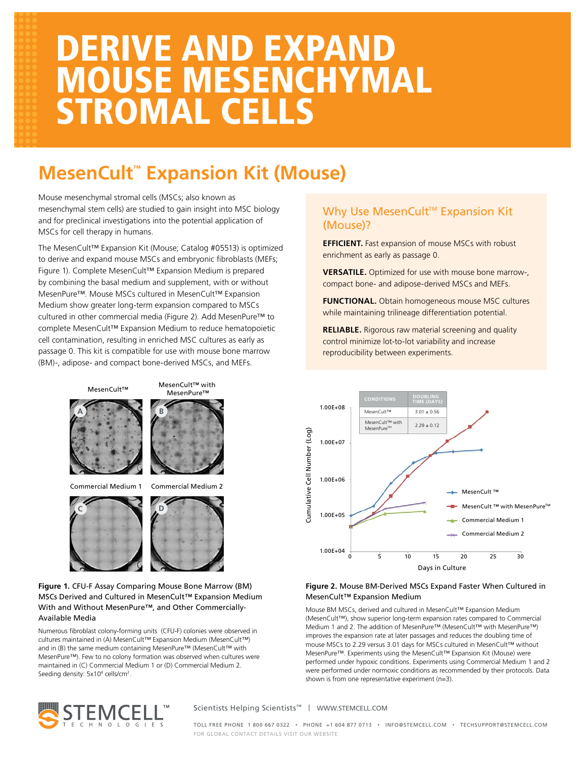# DERIVE AND EXPAND MOUSE MESENCHYMAL STROMAL CELLS

## MesenCult™ Expansion Kit (Mouse)

Mouse mesenchymal stromal cells (MSCs; also known as mesenchymal stem cells) are studied to gain insight into MSC biology and for preclinical investigations into the potential application of MSCs for cell therapy in humans.

The MesenCult™ Expansion Kit (Mouse; Catalog #05513) is optimized to derive and expand mouse MSCs and embryonic fibroblasts (MEFs; Figure 1). Complete MesenCult™ Expansion Medium is prepared by combining the basal medium and supplement, with or without MesenPure™. Mouse MSCs cultured in MesenCult™ Expansion Medium show greater long-term expansion compared to MSCs cultured in other commercial media (Figure 2). Add MesenPure™ to complete MesenCult™ Expansion Medium to reduce hematopoietic cell contamination, resulting in enriched MSC cultures as early as passage 0. This kit is compatible for use with mouse bone marrow (BM)-, adipose- and compact bone-derived MSCs, and MEFs.

### Why Use MesenCult™ Expansion Kit (Mouse)?

**EFFICIENT.** Fast expansion of mouse MSCs with robust enrichment as early as passage 0.

**VERSATILE.** Optimized for use with mouse bone marrow-, compact bone- and adipose-derived MSCs and MEFs.

**FUNCTIONAL.** Obtain homogeneous mouse MSC cultures while maintaining trilineage differentiation potential.

**RELIABLE.** Rigorous raw material screening and quality control minimize lot-to-lot variability and increase reproducibility between experiments.

MesenCult™ | MesenCult™ with MesenPure™ | Commercial Medium 1 | Commercial Medium 2

**Figure 1.** CFU-F Assay Comparing Mouse Bone Marrow (BM) MSCs Derived and Cultured in MesenCult™ Expansion Medium With and Without MesenPure™, and Other Commercially-Available Media

Numerous fibroblast colony-forming units (CFU-F) colonies were observed in cultures maintained in (A) MesenCult™ Expansion Medium (MesenCult™) and in (B) the same medium containing MesenPure™ (MesenCult™ with MesenPure™). Few to no colony formation was observed when cultures were maintained in (C) Commercial Medium 1 or (D) Commercial Medium 2. Seeding density: $5 \times 10^4$ cells/cm$^2$.

| CONDITIONS | DOUBLING TIME (DAYS) |
|---|---|
| MesenCult™ | 3.01 ± 0.56 |
| MesenCult™ with MesenPure™ | 2.29 ± 0.12 |

**Figure 2.** Mouse BM-Derived MSCs Expand Faster When Cultured in MesenCult™ Expansion Medium

Mouse BM MSCs, derived and cultured in MesenCult™ Expansion Medium (MesenCult™), show superior long-term expansion rates compared to Commercial Medium 1 and 2. The addition of MesenPure™ (MesenCult™ with MesenPure™) improves the expansion rate at later passages and reduces the doubling time of mouse MSCs to 2.29 versus 3.01 days for MSCs cultured in MesenCult™ without MesenPure™. Experiments using the MesenCult™ Expansion Kit (Mouse) were performed under hypoxic conditions. Experiments using Commercial Medium 1 and 2 were performed under normoxic conditions as recommended by their protocols. Data shown is from one representative experiment (n=3).

STEMCELL™ TECHNOLOGIES

Scientists Helping Scientists™ | WWW.STEMCELL.COM

TOLL FREE PHONE 1 800 667 0322 • PHONE +1 604 877 0713 • INFO@STEMCELL.COM • TECHSUPPORT@STEMCELL.COM
FOR GLOBAL CONTACT DETAILS VISIT OUR WEBSITE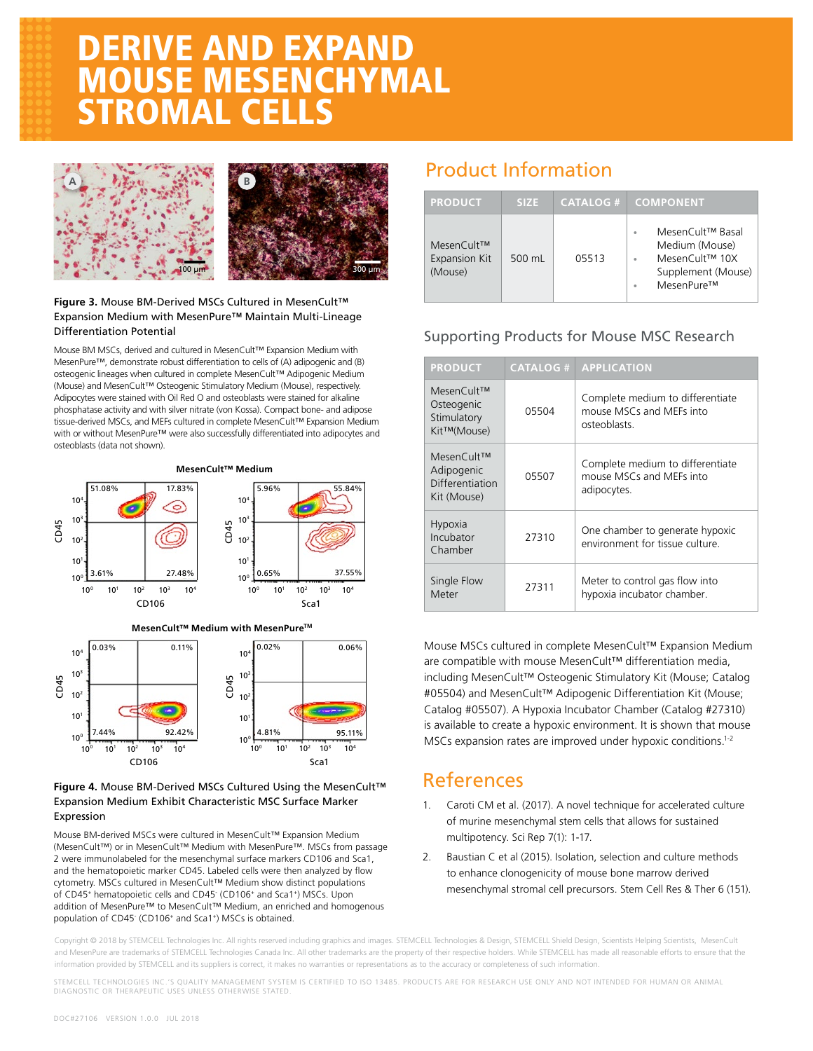# DERIVE AND EXPAND MOUSE MESENCHYMAL STROMAL CELLS

A

100 μm

B

300 μm

**Figure 3.** Mouse BM-Derived MSCs Cultured in MesenCult™ Expansion Medium with MesenPure™ Maintain Multi-Lineage Differentiation Potential

Mouse BM MSCs, derived and cultured in MesenCult™ Expansion Medium with MesenPure™, demonstrate robust differentiation to cells of (A) adipogenic and (B) osteogenic lineages when cultured in complete MesenCult™ Adipogenic Medium (Mouse) and MesenCult™ Osteogenic Stimulatory Medium (Mouse), respectively. Adipocytes were stained with Oil Red O and osteoblasts were stained for alkaline phosphatase activity and with silver nitrate (von Kossa). Compact bone- and adipose tissue-derived MSCs, and MEFs cultured in complete MesenCult™ Expansion Medium with or without MesenPure™ were also successfully differentiated into adipocytes and osteoblasts (data not shown).

MesenCult™ Medium

CD45 vs CD106: 51.08%, 17.83%, 3.61%, 27.48%

CD45 vs Sca1: 5.96%, 55.84%, 0.65%, 37.55%

MesenCult™ Medium with MesenPure™

CD45 vs CD106: 0.03%, 0.11%, 7.44%, 92.42%

CD45 vs Sca1: 0.02%, 0.06%, 4.81%, 95.11%

**Figure 4.** Mouse BM-Derived MSCs Cultured Using the MesenCult™ Expansion Medium Exhibit Characteristic MSC Surface Marker Expression

Mouse BM-derived MSCs were cultured in MesenCult™ Expansion Medium (MesenCult™) or in MesenCult™ Medium with MesenPure™. MSCs from passage 2 were immunolabeled for the mesenchymal surface markers CD106 and Sca1, and the hematopoietic marker CD45. Labeled cells were then analyzed by flow cytometry. MSCs cultured in MesenCult™ Medium show distinct populations of CD45⁺ hematopoietic cells and CD45⁻ (CD106⁺ and Sca1⁺) MSCs. Upon addition of MesenPure™ to MesenCult™ Medium, an enriched and homogenous population of CD45⁻ (CD106⁺ and Sca1⁺) MSCs is obtained.

## Product Information

| PRODUCT | SIZE | CATALOG # | COMPONENT |
|---|---|---|---|
| MesenCult™ Expansion Kit (Mouse) | 500 mL | 05513 | • MesenCult™ Basal Medium (Mouse) • MesenCult™ 10X Supplement (Mouse) • MesenPure™ |

### Supporting Products for Mouse MSC Research

| PRODUCT | CATALOG # | APPLICATION |
|---|---|---|
| MesenCult™ Osteogenic Stimulatory Kit™(Mouse) | 05504 | Complete medium to differentiate mouse MSCs and MEFs into osteoblasts. |
| MesenCult™ Adipogenic Differentiation Kit (Mouse) | 05507 | Complete medium to differentiate mouse MSCs and MEFs into adipocytes. |
| Hypoxia Incubator Chamber | 27310 | One chamber to generate hypoxic environment for tissue culture. |
| Single Flow Meter | 27311 | Meter to control gas flow into hypoxia incubator chamber. |

Mouse MSCs cultured in complete MesenCult™ Expansion Medium are compatible with mouse MesenCult™ differentiation media, including MesenCult™ Osteogenic Stimulatory Kit (Mouse; Catalog #05504) and MesenCult™ Adipogenic Differentiation Kit (Mouse; Catalog #05507). A Hypoxia Incubator Chamber (Catalog #27310) is available to create a hypoxic environment. It is shown that mouse MSCs expansion rates are improved under hypoxic conditions.[1-2]

## References

1. Caroti CM et al. (2017). A novel technique for accelerated culture of murine mesenchymal stem cells that allows for sustained multipotency. Sci Rep 7(1): 1-17.
2. Baustian C et al (2015). Isolation, selection and culture methods to enhance clonogenicity of mouse bone marrow derived mesenchymal stromal cell precursors. Stem Cell Res & Ther 6 (151).

Copyright © 2018 by STEMCELL Technologies Inc. All rights reserved including graphics and images. STEMCELL Technologies & Design, STEMCELL Shield Design, Scientists Helping Scientists, MesenCult and MesenPure are trademarks of STEMCELL Technologies Canada Inc. All other trademarks are the property of their respective holders. While STEMCELL has made all reasonable efforts to ensure that the information provided by STEMCELL and its suppliers is correct, it makes no warranties or representations as to the accuracy or completeness of such information.

STEMCELL TECHNOLOGIES INC.'S QUALITY MANAGEMENT SYSTEM IS CERTIFIED TO ISO 13485. PRODUCTS ARE FOR RESEARCH USE ONLY AND NOT INTENDED FOR HUMAN OR ANIMAL DIAGNOSTIC OR THERAPEUTIC USES UNLESS OTHERWISE STATED.

DOC#27106 VERSION 1.0.0 JUL 2018